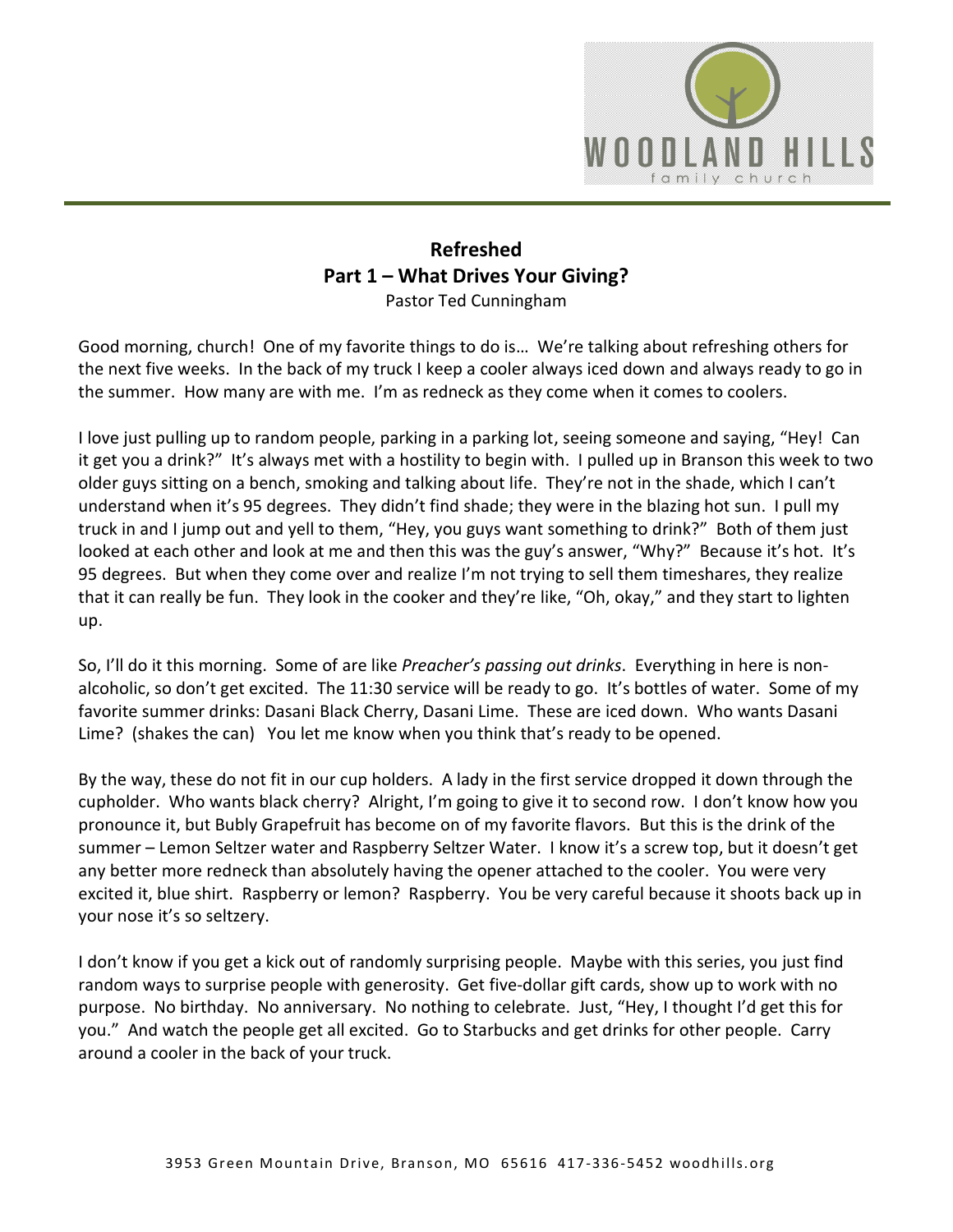# Refreshed
## Part 1 – What Drives Your Giving?
Pastor Ted Cunningham

Good morning, church! One of my favorite things to do is… We're talking about refreshing others for the next five weeks. In the back of my truck I keep a cooler always iced down and always ready to go in the summer. How many are with me. I'm as redneck as they come when it comes to coolers.

I love just pulling up to random people, parking in a parking lot, seeing someone and saying, "Hey! Can it get you a drink?" It's always met with a hostility to begin with. I pulled up in Branson this week to two older guys sitting on a bench, smoking and talking about life. They're not in the shade, which I can't understand when it's 95 degrees. They didn't find shade; they were in the blazing hot sun. I pull my truck in and I jump out and yell to them, "Hey, you guys want something to drink?" Both of them just looked at each other and look at me and then this was the guy's answer, "Why?" Because it's hot. It's 95 degrees. But when they come over and realize I'm not trying to sell them timeshares, they realize that it can really be fun. They look in the cooker and they're like, "Oh, okay," and they start to lighten up.

So, I'll do it this morning. Some of are like *Preacher's passing out drinks*. Everything in here is non-alcoholic, so don't get excited. The 11:30 service will be ready to go. It's bottles of water. Some of my favorite summer drinks: Dasani Black Cherry, Dasani Lime. These are iced down. Who wants Dasani Lime? (shakes the can) You let me know when you think that's ready to be opened.

By the way, these do not fit in our cup holders. A lady in the first service dropped it down through the cupholder. Who wants black cherry? Alright, I'm going to give it to second row. I don't know how you pronounce it, but Bubly Grapefruit has become on of my favorite flavors. But this is the drink of the summer – Lemon Seltzer water and Raspberry Seltzer Water. I know it's a screw top, but it doesn't get any better more redneck than absolutely having the opener attached to the cooler. You were very excited it, blue shirt. Raspberry or lemon? Raspberry. You be very careful because it shoots back up in your nose it's so seltzery.

I don't know if you get a kick out of randomly surprising people. Maybe with this series, you just find random ways to surprise people with generosity. Get five-dollar gift cards, show up to work with no purpose. No birthday. No anniversary. No nothing to celebrate. Just, "Hey, I thought I'd get this for you." And watch the people get all excited. Go to Starbucks and get drinks for other people. Carry around a cooler in the back of your truck.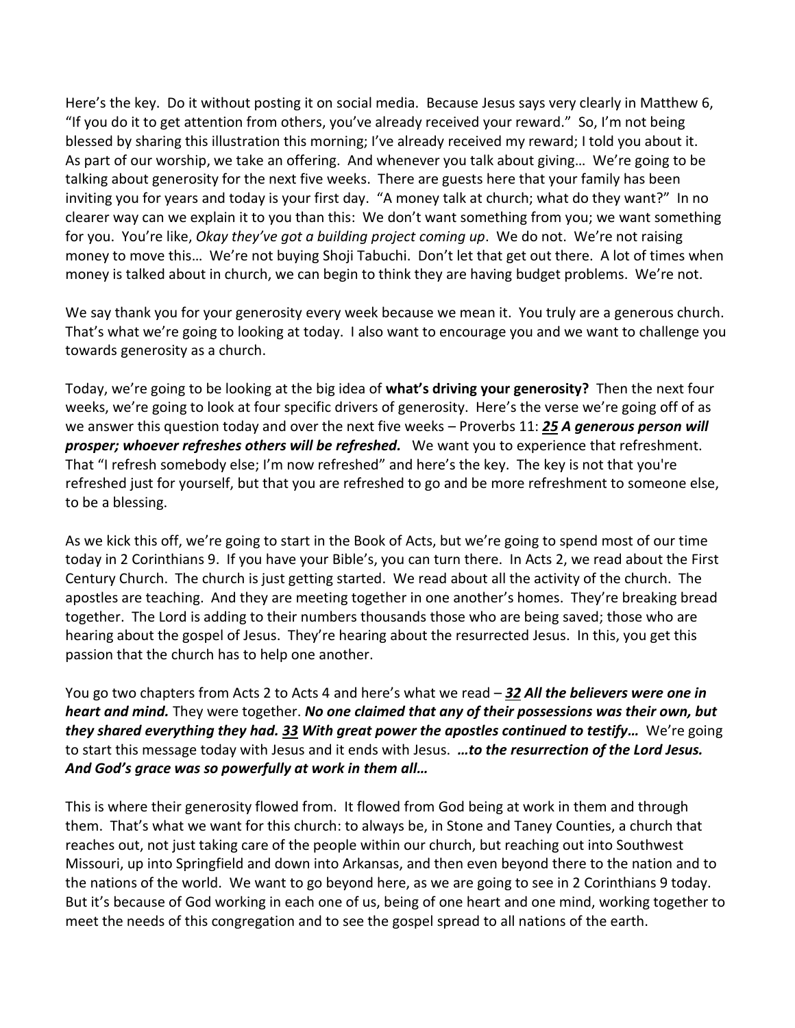Here's the key. Do it without posting it on social media. Because Jesus says very clearly in Matthew 6, "If you do it to get attention from others, you've already received your reward." So, I'm not being blessed by sharing this illustration this morning; I've already received my reward; I told you about it. As part of our worship, we take an offering. And whenever you talk about giving… We're going to be talking about generosity for the next five weeks. There are guests here that your family has been inviting you for years and today is your first day. "A money talk at church; what do they want?" In no clearer way can we explain it to you than this: We don't want something from you; we want something for you. You're like, *Okay they've got a building project coming up*. We do not. We're not raising money to move this… We're not buying Shoji Tabuchi. Don't let that get out there. A lot of times when money is talked about in church, we can begin to think they are having budget problems. We're not.

We say thank you for your generosity every week because we mean it. You truly are a generous church. That's what we're going to looking at today. I also want to encourage you and we want to challenge you towards generosity as a church.

Today, we're going to be looking at the big idea of **what's driving your generosity?** Then the next four weeks, we're going to look at four specific drivers of generosity. Here's the verse we're going off of as we answer this question today and over the next five weeks – Proverbs 11: ***25 A generous person will prosper; whoever refreshes others will be refreshed.*** We want you to experience that refreshment. That "I refresh somebody else; I'm now refreshed" and here's the key. The key is not that you're refreshed just for yourself, but that you are refreshed to go and be more refreshment to someone else, to be a blessing.

As we kick this off, we're going to start in the Book of Acts, but we're going to spend most of our time today in 2 Corinthians 9. If you have your Bible's, you can turn there. In Acts 2, we read about the First Century Church. The church is just getting started. We read about all the activity of the church. The apostles are teaching. And they are meeting together in one another's homes. They're breaking bread together. The Lord is adding to their numbers thousands those who are being saved; those who are hearing about the gospel of Jesus. They're hearing about the resurrected Jesus. In this, you get this passion that the church has to help one another.

You go two chapters from Acts 2 to Acts 4 and here's what we read – ***32 All the believers were one in heart and mind.*** They were together. ***No one claimed that any of their possessions was their own, but they shared everything they had. 33 With great power the apostles continued to testify…*** We're going to start this message today with Jesus and it ends with Jesus. ***…to the resurrection of the Lord Jesus. And God's grace was so powerfully at work in them all…***

This is where their generosity flowed from. It flowed from God being at work in them and through them. That's what we want for this church: to always be, in Stone and Taney Counties, a church that reaches out, not just taking care of the people within our church, but reaching out into Southwest Missouri, up into Springfield and down into Arkansas, and then even beyond there to the nation and to the nations of the world. We want to go beyond here, as we are going to see in 2 Corinthians 9 today. But it's because of God working in each one of us, being of one heart and one mind, working together to meet the needs of this congregation and to see the gospel spread to all nations of the earth.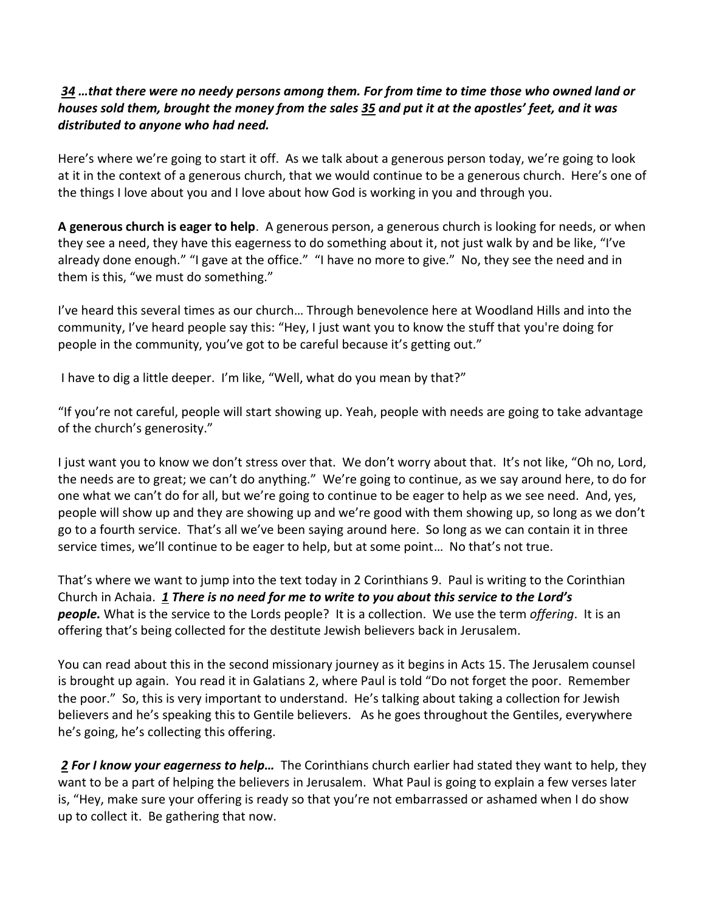***34*** ***…that there were no needy persons among them. For from time to time those who owned land or houses sold them, brought the money from the sales*** ***35*** ***and put it at the apostles' feet, and it was distributed to anyone who had need.***

Here's where we're going to start it off. As we talk about a generous person today, we're going to look at it in the context of a generous church, that we would continue to be a generous church. Here's one of the things I love about you and I love about how God is working in you and through you.

**A generous church is eager to help**. A generous person, a generous church is looking for needs, or when they see a need, they have this eagerness to do something about it, not just walk by and be like, "I've already done enough." "I gave at the office." "I have no more to give." No, they see the need and in them is this, "we must do something."

I've heard this several times as our church… Through benevolence here at Woodland Hills and into the community, I've heard people say this: "Hey, I just want you to know the stuff that you're doing for people in the community, you've got to be careful because it's getting out."

I have to dig a little deeper. I'm like, "Well, what do you mean by that?"

"If you're not careful, people will start showing up. Yeah, people with needs are going to take advantage of the church's generosity."

I just want you to know we don't stress over that. We don't worry about that. It's not like, "Oh no, Lord, the needs are to great; we can't do anything." We're going to continue, as we say around here, to do for one what we can't do for all, but we're going to continue to be eager to help as we see need. And, yes, people will show up and they are showing up and we're good with them showing up, so long as we don't go to a fourth service. That's all we've been saying around here. So long as we can contain it in three service times, we'll continue to be eager to help, but at some point… No that's not true.

That's where we want to jump into the text today in 2 Corinthians 9. Paul is writing to the Corinthian Church in Achaia. ***1*** ***There is no need for me to write to you about this service to the Lord's people.*** What is the service to the Lords people? It is a collection. We use the term *offering*. It is an offering that's being collected for the destitute Jewish believers back in Jerusalem.

You can read about this in the second missionary journey as it begins in Acts 15. The Jerusalem counsel is brought up again. You read it in Galatians 2, where Paul is told "Do not forget the poor. Remember the poor." So, this is very important to understand. He's talking about taking a collection for Jewish believers and he's speaking this to Gentile believers. As he goes throughout the Gentiles, everywhere he's going, he's collecting this offering.

***2*** ***For I know your eagerness to help…*** The Corinthians church earlier had stated they want to help, they want to be a part of helping the believers in Jerusalem. What Paul is going to explain a few verses later is, "Hey, make sure your offering is ready so that you're not embarrassed or ashamed when I do show up to collect it. Be gathering that now.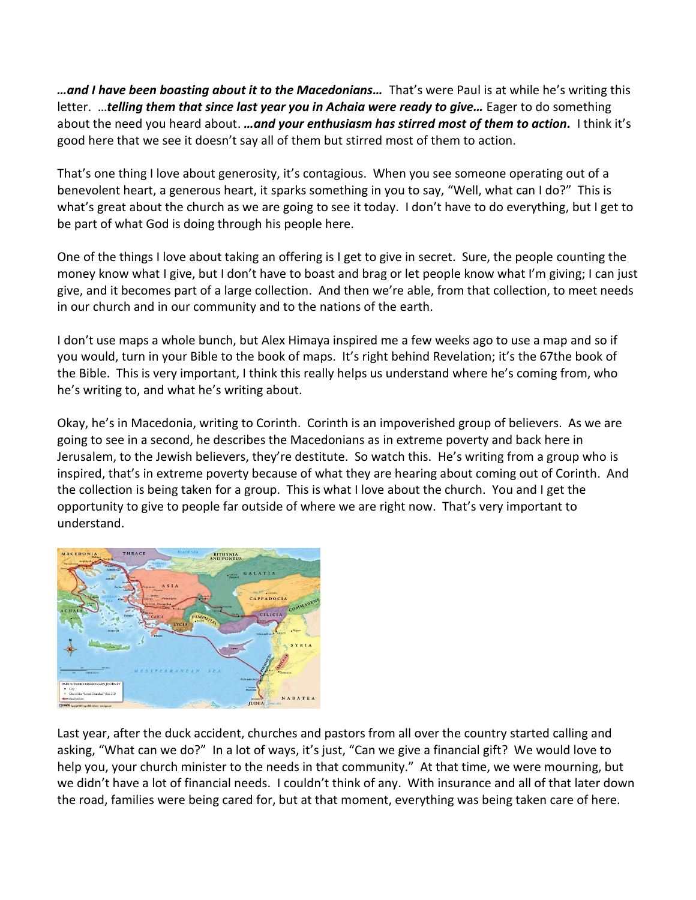***…and I have been boasting about it to the Macedonians…*** That's were Paul is at while he's writing this letter. …***telling them that since last year you in Achaia were ready to give…*** Eager to do something about the need you heard about. ***…and your enthusiasm has stirred most of them to action.*** I think it's good here that we see it doesn't say all of them but stirred most of them to action.

That's one thing I love about generosity, it's contagious. When you see someone operating out of a benevolent heart, a generous heart, it sparks something in you to say, "Well, what can I do?" This is what's great about the church as we are going to see it today. I don't have to do everything, but I get to be part of what God is doing through his people here.

One of the things I love about taking an offering is I get to give in secret. Sure, the people counting the money know what I give, but I don't have to boast and brag or let people know what I'm giving; I can just give, and it becomes part of a large collection. And then we're able, from that collection, to meet needs in our church and in our community and to the nations of the earth.

I don't use maps a whole bunch, but Alex Himaya inspired me a few weeks ago to use a map and so if you would, turn in your Bible to the book of maps. It's right behind Revelation; it's the 67the book of the Bible. This is very important, I think this really helps us understand where he's coming from, who he's writing to, and what he's writing about.

Okay, he's in Macedonia, writing to Corinth. Corinth is an impoverished group of believers. As we are going to see in a second, he describes the Macedonians as in extreme poverty and back here in Jerusalem, to the Jewish believers, they're destitute. So watch this. He's writing from a group who is inspired, that's in extreme poverty because of what they are hearing about coming out of Corinth. And the collection is being taken for a group. This is what I love about the church. You and I get the opportunity to give to people far outside of where we are right now. That's very important to understand.

Last year, after the duck accident, churches and pastors from all over the country started calling and asking, "What can we do?" In a lot of ways, it's just, "Can we give a financial gift? We would love to help you, your church minister to the needs in that community." At that time, we were mourning, but we didn't have a lot of financial needs. I couldn't think of any. With insurance and all of that later down the road, families were being cared for, but at that moment, everything was being taken care of here.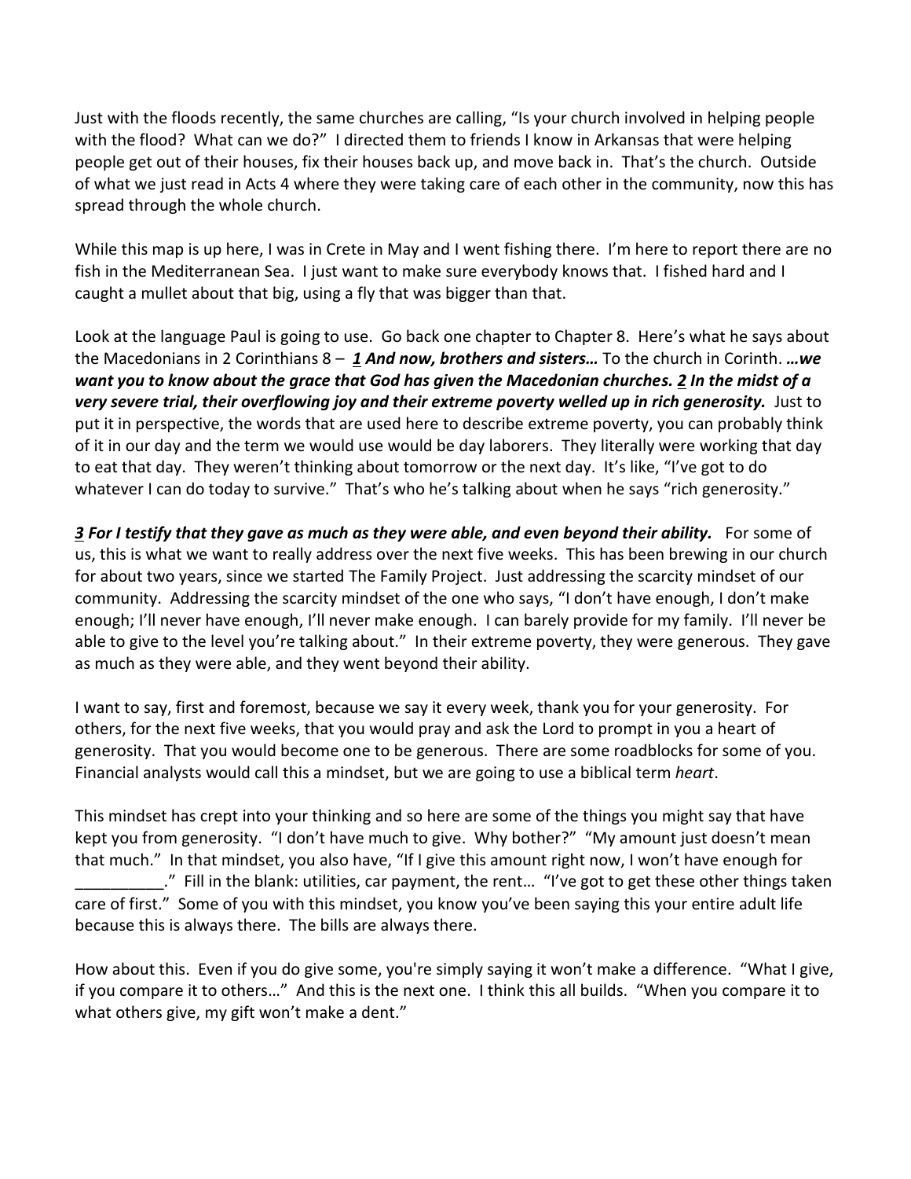Just with the floods recently, the same churches are calling, "Is your church involved in helping people with the flood? What can we do?" I directed them to friends I know in Arkansas that were helping people get out of their houses, fix their houses back up, and move back in. That's the church. Outside of what we just read in Acts 4 where they were taking care of each other in the community, now this has spread through the whole church.

While this map is up here, I was in Crete in May and I went fishing there. I'm here to report there are no fish in the Mediterranean Sea. I just want to make sure everybody knows that. I fished hard and I caught a mullet about that big, using a fly that was bigger than that.

Look at the language Paul is going to use. Go back one chapter to Chapter 8. Here's what he says about the Macedonians in 2 Corinthians 8 – ***1 And now, brothers and sisters…*** To the church in Corinth. ***…we want you to know about the grace that God has given the Macedonian churches. 2 In the midst of a very severe trial, their overflowing joy and their extreme poverty welled up in rich generosity.*** Just to put it in perspective, the words that are used here to describe extreme poverty, you can probably think of it in our day and the term we would use would be day laborers. They literally were working that day to eat that day. They weren't thinking about tomorrow or the next day. It's like, "I've got to do whatever I can do today to survive." That's who he's talking about when he says "rich generosity."

***3 For I testify that they gave as much as they were able, and even beyond their ability.*** For some of us, this is what we want to really address over the next five weeks. This has been brewing in our church for about two years, since we started The Family Project. Just addressing the scarcity mindset of our community. Addressing the scarcity mindset of the one who says, "I don't have enough, I don't make enough; I'll never have enough, I'll never make enough. I can barely provide for my family. I'll never be able to give to the level you're talking about." In their extreme poverty, they were generous. They gave as much as they were able, and they went beyond their ability.

I want to say, first and foremost, because we say it every week, thank you for your generosity. For others, for the next five weeks, that you would pray and ask the Lord to prompt in you a heart of generosity. That you would become one to be generous. There are some roadblocks for some of you. Financial analysts would call this a mindset, but we are going to use a biblical term *heart*.

This mindset has crept into your thinking and so here are some of the things you might say that have kept you from generosity. "I don't have much to give. Why bother?" "My amount just doesn't mean that much." In that mindset, you also have, "If I give this amount right now, I won't have enough for __________." Fill in the blank: utilities, car payment, the rent… "I've got to get these other things taken care of first." Some of you with this mindset, you know you've been saying this your entire adult life because this is always there. The bills are always there.

How about this. Even if you do give some, you're simply saying it won't make a difference. "What I give, if you compare it to others…" And this is the next one. I think this all builds. "When you compare it to what others give, my gift won't make a dent."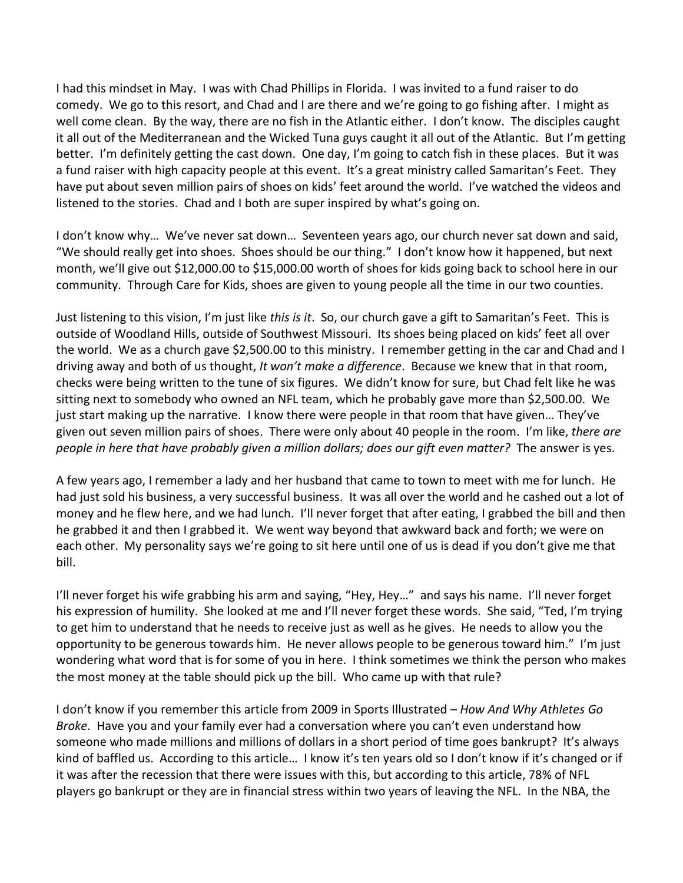I had this mindset in May. I was with Chad Phillips in Florida. I was invited to a fund raiser to do comedy. We go to this resort, and Chad and I are there and we're going to go fishing after. I might as well come clean. By the way, there are no fish in the Atlantic either. I don't know. The disciples caught it all out of the Mediterranean and the Wicked Tuna guys caught it all out of the Atlantic. But I'm getting better. I'm definitely getting the cast down. One day, I'm going to catch fish in these places. But it was a fund raiser with high capacity people at this event. It's a great ministry called Samaritan's Feet. They have put about seven million pairs of shoes on kids' feet around the world. I've watched the videos and listened to the stories. Chad and I both are super inspired by what's going on.

I don't know why… We've never sat down… Seventeen years ago, our church never sat down and said, "We should really get into shoes. Shoes should be our thing." I don't know how it happened, but next month, we'll give out $12,000.00 to $15,000.00 worth of shoes for kids going back to school here in our community. Through Care for Kids, shoes are given to young people all the time in our two counties.

Just listening to this vision, I'm just like *this is it*. So, our church gave a gift to Samaritan's Feet. This is outside of Woodland Hills, outside of Southwest Missouri. Its shoes being placed on kids' feet all over the world. We as a church gave $2,500.00 to this ministry. I remember getting in the car and Chad and I driving away and both of us thought, *It won't make a difference*. Because we knew that in that room, checks were being written to the tune of six figures. We didn't know for sure, but Chad felt like he was sitting next to somebody who owned an NFL team, which he probably gave more than $2,500.00. We just start making up the narrative. I know there were people in that room that have given… They've given out seven million pairs of shoes. There were only about 40 people in the room. I'm like, *there are people in here that have probably given a million dollars; does our gift even matter?* The answer is yes.

A few years ago, I remember a lady and her husband that came to town to meet with me for lunch. He had just sold his business, a very successful business. It was all over the world and he cashed out a lot of money and he flew here, and we had lunch. I'll never forget that after eating, I grabbed the bill and then he grabbed it and then I grabbed it. We went way beyond that awkward back and forth; we were on each other. My personality says we're going to sit here until one of us is dead if you don't give me that bill.

I'll never forget his wife grabbing his arm and saying, "Hey, Hey…" and says his name. I'll never forget his expression of humility. She looked at me and I'll never forget these words. She said, "Ted, I'm trying to get him to understand that he needs to receive just as well as he gives. He needs to allow you the opportunity to be generous towards him. He never allows people to be generous toward him." I'm just wondering what word that is for some of you in here. I think sometimes we think the person who makes the most money at the table should pick up the bill. Who came up with that rule?

I don't know if you remember this article from 2009 in Sports Illustrated – *How And Why Athletes Go Broke*. Have you and your family ever had a conversation where you can't even understand how someone who made millions and millions of dollars in a short period of time goes bankrupt? It's always kind of baffled us. According to this article… I know it's ten years old so I don't know if it's changed or if it was after the recession that there were issues with this, but according to this article, 78% of NFL players go bankrupt or they are in financial stress within two years of leaving the NFL. In the NBA, the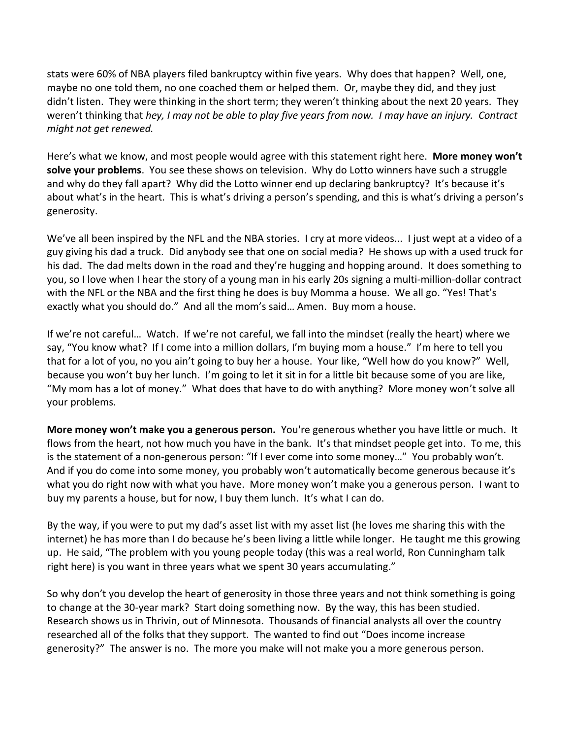stats were 60% of NBA players filed bankruptcy within five years. Why does that happen? Well, one, maybe no one told them, no one coached them or helped them. Or, maybe they did, and they just didn't listen. They were thinking in the short term; they weren't thinking about the next 20 years. They weren't thinking that *hey, I may not be able to play five years from now. I may have an injury. Contract might not get renewed.*

Here's what we know, and most people would agree with this statement right here. **More money won't solve your problems**. You see these shows on television. Why do Lotto winners have such a struggle and why do they fall apart? Why did the Lotto winner end up declaring bankruptcy? It's because it's about what's in the heart. This is what's driving a person's spending, and this is what's driving a person's generosity.

We've all been inspired by the NFL and the NBA stories. I cry at more videos... I just wept at a video of a guy giving his dad a truck. Did anybody see that one on social media? He shows up with a used truck for his dad. The dad melts down in the road and they're hugging and hopping around. It does something to you, so I love when I hear the story of a young man in his early 20s signing a multi-million-dollar contract with the NFL or the NBA and the first thing he does is buy Momma a house. We all go. "Yes! That's exactly what you should do." And all the mom's said… Amen. Buy mom a house.

If we're not careful… Watch. If we're not careful, we fall into the mindset (really the heart) where we say, "You know what? If I come into a million dollars, I'm buying mom a house." I'm here to tell you that for a lot of you, no you ain't going to buy her a house. Your like, "Well how do you know?" Well, because you won't buy her lunch. I'm going to let it sit in for a little bit because some of you are like, "My mom has a lot of money." What does that have to do with anything? More money won't solve all your problems.

**More money won't make you a generous person.** You're generous whether you have little or much. It flows from the heart, not how much you have in the bank. It's that mindset people get into. To me, this is the statement of a non-generous person: "If I ever come into some money…" You probably won't. And if you do come into some money, you probably won't automatically become generous because it's what you do right now with what you have. More money won't make you a generous person. I want to buy my parents a house, but for now, I buy them lunch. It's what I can do.

By the way, if you were to put my dad's asset list with my asset list (he loves me sharing this with the internet) he has more than I do because he's been living a little while longer. He taught me this growing up. He said, "The problem with you young people today (this was a real world, Ron Cunningham talk right here) is you want in three years what we spent 30 years accumulating."

So why don't you develop the heart of generosity in those three years and not think something is going to change at the 30-year mark? Start doing something now. By the way, this has been studied. Research shows us in Thrivin, out of Minnesota. Thousands of financial analysts all over the country researched all of the folks that they support. The wanted to find out "Does income increase generosity?" The answer is no. The more you make will not make you a more generous person.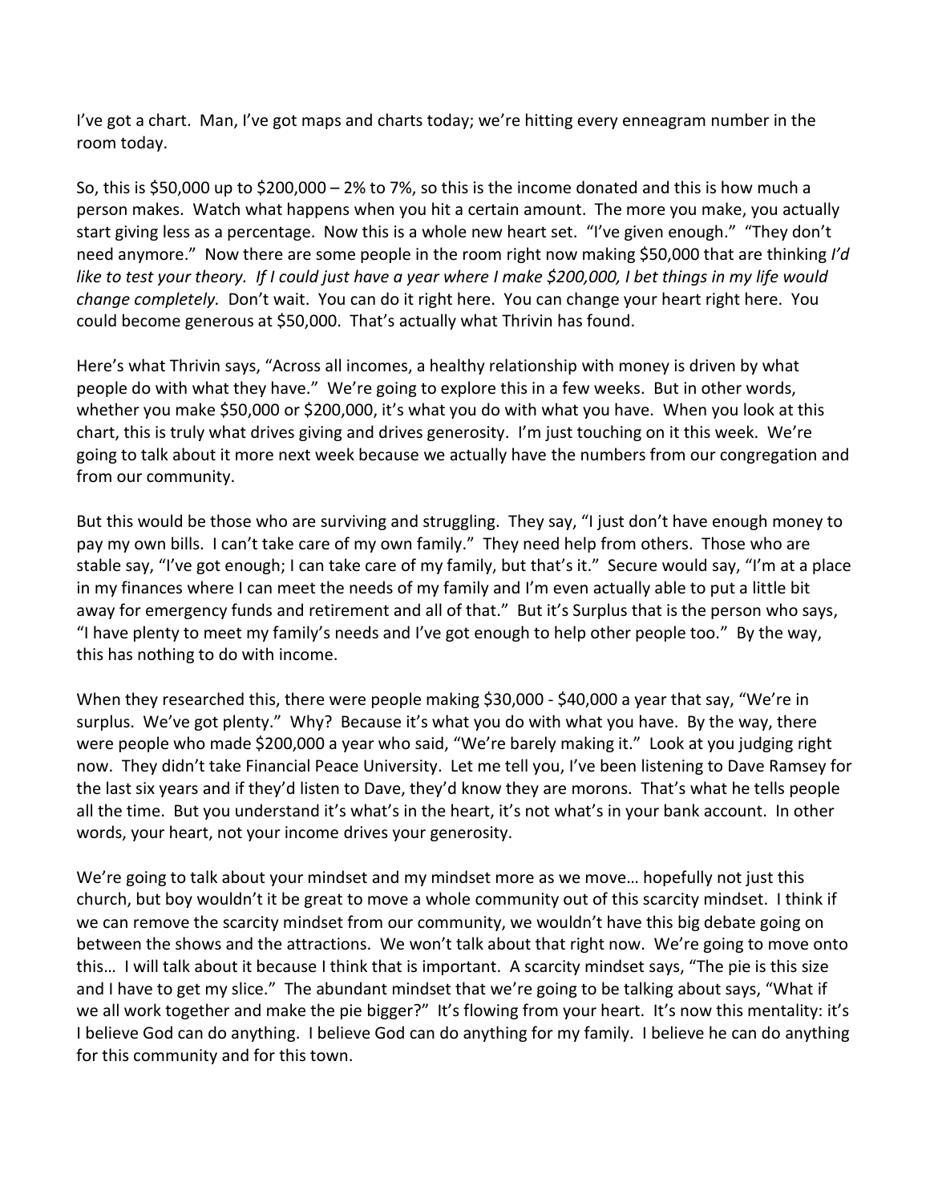I've got a chart. Man, I've got maps and charts today; we're hitting every enneagram number in the room today.

So, this is $50,000 up to $200,000 – 2% to 7%, so this is the income donated and this is how much a person makes. Watch what happens when you hit a certain amount. The more you make, you actually start giving less as a percentage. Now this is a whole new heart set. "I've given enough." "They don't need anymore." Now there are some people in the room right now making $50,000 that are thinking *I'd like to test your theory. If I could just have a year where I make $200,000, I bet things in my life would change completely.* Don't wait. You can do it right here. You can change your heart right here. You could become generous at $50,000. That's actually what Thrivin has found.

Here's what Thrivin says, "Across all incomes, a healthy relationship with money is driven by what people do with what they have." We're going to explore this in a few weeks. But in other words, whether you make $50,000 or $200,000, it's what you do with what you have. When you look at this chart, this is truly what drives giving and drives generosity. I'm just touching on it this week. We're going to talk about it more next week because we actually have the numbers from our congregation and from our community.

But this would be those who are surviving and struggling. They say, "I just don't have enough money to pay my own bills. I can't take care of my own family." They need help from others. Those who are stable say, "I've got enough; I can take care of my family, but that's it." Secure would say, "I'm at a place in my finances where I can meet the needs of my family and I'm even actually able to put a little bit away for emergency funds and retirement and all of that." But it's Surplus that is the person who says, "I have plenty to meet my family's needs and I've got enough to help other people too." By the way, this has nothing to do with income.

When they researched this, there were people making $30,000 - $40,000 a year that say, "We're in surplus. We've got plenty." Why? Because it's what you do with what you have. By the way, there were people who made $200,000 a year who said, "We're barely making it." Look at you judging right now. They didn't take Financial Peace University. Let me tell you, I've been listening to Dave Ramsey for the last six years and if they'd listen to Dave, they'd know they are morons. That's what he tells people all the time. But you understand it's what's in the heart, it's not what's in your bank account. In other words, your heart, not your income drives your generosity.

We're going to talk about your mindset and my mindset more as we move… hopefully not just this church, but boy wouldn't it be great to move a whole community out of this scarcity mindset. I think if we can remove the scarcity mindset from our community, we wouldn't have this big debate going on between the shows and the attractions. We won't talk about that right now. We're going to move onto this… I will talk about it because I think that is important. A scarcity mindset says, "The pie is this size and I have to get my slice." The abundant mindset that we're going to be talking about says, "What if we all work together and make the pie bigger?" It's flowing from your heart. It's now this mentality: it's I believe God can do anything. I believe God can do anything for my family. I believe he can do anything for this community and for this town.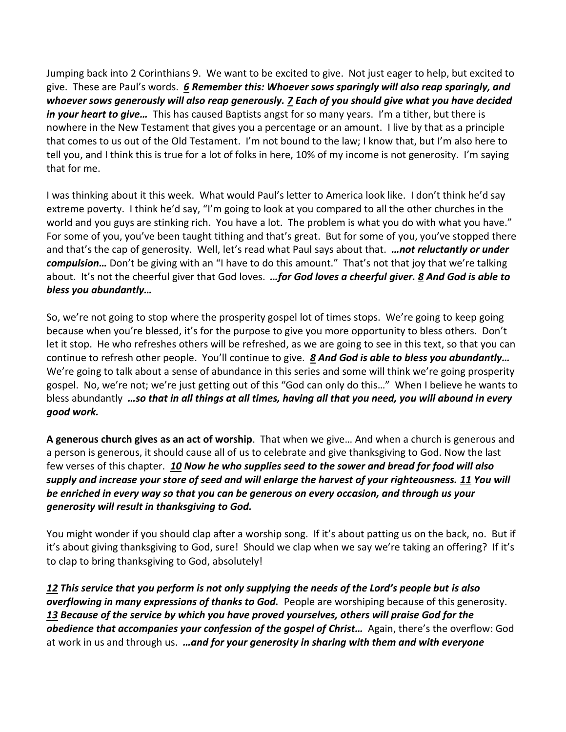Jumping back into 2 Corinthians 9. We want to be excited to give. Not just eager to help, but excited to give. These are Paul's words. ***6 Remember this: Whoever sows sparingly will also reap sparingly, and whoever sows generously will also reap generously. 7 Each of you should give what you have decided in your heart to give…*** This has caused Baptists angst for so many years. I'm a tither, but there is nowhere in the New Testament that gives you a percentage or an amount. I live by that as a principle that comes to us out of the Old Testament. I'm not bound to the law; I know that, but I'm also here to tell you, and I think this is true for a lot of folks in here, 10% of my income is not generosity. I'm saying that for me.

I was thinking about it this week. What would Paul's letter to America look like. I don't think he'd say extreme poverty. I think he'd say, "I'm going to look at you compared to all the other churches in the world and you guys are stinking rich. You have a lot. The problem is what you do with what you have." For some of you, you've been taught tithing and that's great. But for some of you, you've stopped there and that's the cap of generosity. Well, let's read what Paul says about that. ***…not reluctantly or under compulsion…*** Don't be giving with an "I have to do this amount." That's not that joy that we're talking about. It's not the cheerful giver that God loves. ***…for God loves a cheerful giver. 8 And God is able to bless you abundantly…***

So, we're not going to stop where the prosperity gospel lot of times stops. We're going to keep going because when you're blessed, it's for the purpose to give you more opportunity to bless others. Don't let it stop. He who refreshes others will be refreshed, as we are going to see in this text, so that you can continue to refresh other people. You'll continue to give. ***8 And God is able to bless you abundantly…*** We're going to talk about a sense of abundance in this series and some will think we're going prosperity gospel. No, we're not; we're just getting out of this "God can only do this…" When I believe he wants to bless abundantly ***…so that in all things at all times, having all that you need, you will abound in every good work.***

**A generous church gives as an act of worship**. That when we give… And when a church is generous and a person is generous, it should cause all of us to celebrate and give thanksgiving to God. Now the last few verses of this chapter. ***10 Now he who supplies seed to the sower and bread for food will also supply and increase your store of seed and will enlarge the harvest of your righteousness. 11 You will be enriched in every way so that you can be generous on every occasion, and through us your generosity will result in thanksgiving to God.***

You might wonder if you should clap after a worship song. If it's about patting us on the back, no. But if it's about giving thanksgiving to God, sure! Should we clap when we say we're taking an offering? If it's to clap to bring thanksgiving to God, absolutely!

***12 This service that you perform is not only supplying the needs of the Lord's people but is also overflowing in many expressions of thanks to God.*** People are worshiping because of this generosity. ***13 Because of the service by which you have proved yourselves, others will praise God for the obedience that accompanies your confession of the gospel of Christ…*** Again, there's the overflow: God at work in us and through us. ***…and for your generosity in sharing with them and with everyone***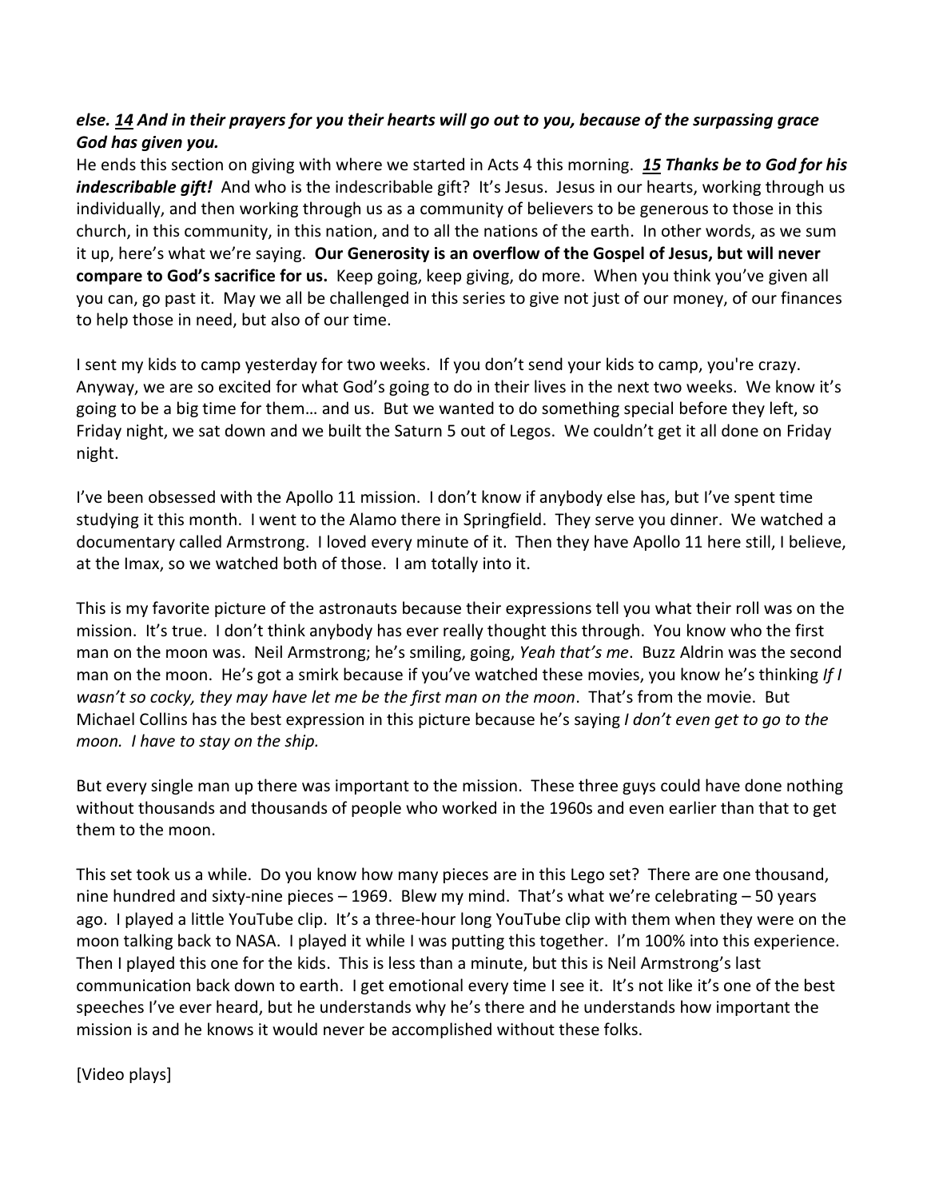***else. 14 And in their prayers for you their hearts will go out to you, because of the surpassing grace God has given you.***

He ends this section on giving with where we started in Acts 4 this morning. ***15 Thanks be to God for his indescribable gift!*** And who is the indescribable gift? It's Jesus. Jesus in our hearts, working through us individually, and then working through us as a community of believers to be generous to those in this church, in this community, in this nation, and to all the nations of the earth. In other words, as we sum it up, here's what we're saying. **Our Generosity is an overflow of the Gospel of Jesus, but will never compare to God's sacrifice for us.** Keep going, keep giving, do more. When you think you've given all you can, go past it. May we all be challenged in this series to give not just of our money, of our finances to help those in need, but also of our time.

I sent my kids to camp yesterday for two weeks. If you don't send your kids to camp, you're crazy. Anyway, we are so excited for what God's going to do in their lives in the next two weeks. We know it's going to be a big time for them… and us. But we wanted to do something special before they left, so Friday night, we sat down and we built the Saturn 5 out of Legos. We couldn't get it all done on Friday night.

I've been obsessed with the Apollo 11 mission. I don't know if anybody else has, but I've spent time studying it this month. I went to the Alamo there in Springfield. They serve you dinner. We watched a documentary called Armstrong. I loved every minute of it. Then they have Apollo 11 here still, I believe, at the Imax, so we watched both of those. I am totally into it.

This is my favorite picture of the astronauts because their expressions tell you what their roll was on the mission. It's true. I don't think anybody has ever really thought this through. You know who the first man on the moon was. Neil Armstrong; he's smiling, going, *Yeah that's me*. Buzz Aldrin was the second man on the moon. He's got a smirk because if you've watched these movies, you know he's thinking *If I wasn't so cocky, they may have let me be the first man on the moon*. That's from the movie. But Michael Collins has the best expression in this picture because he's saying *I don't even get to go to the moon. I have to stay on the ship.*

But every single man up there was important to the mission. These three guys could have done nothing without thousands and thousands of people who worked in the 1960s and even earlier than that to get them to the moon.

This set took us a while. Do you know how many pieces are in this Lego set? There are one thousand, nine hundred and sixty-nine pieces – 1969. Blew my mind. That's what we're celebrating – 50 years ago. I played a little YouTube clip. It's a three-hour long YouTube clip with them when they were on the moon talking back to NASA. I played it while I was putting this together. I'm 100% into this experience. Then I played this one for the kids. This is less than a minute, but this is Neil Armstrong's last communication back down to earth. I get emotional every time I see it. It's not like it's one of the best speeches I've ever heard, but he understands why he's there and he understands how important the mission is and he knows it would never be accomplished without these folks.

[Video plays]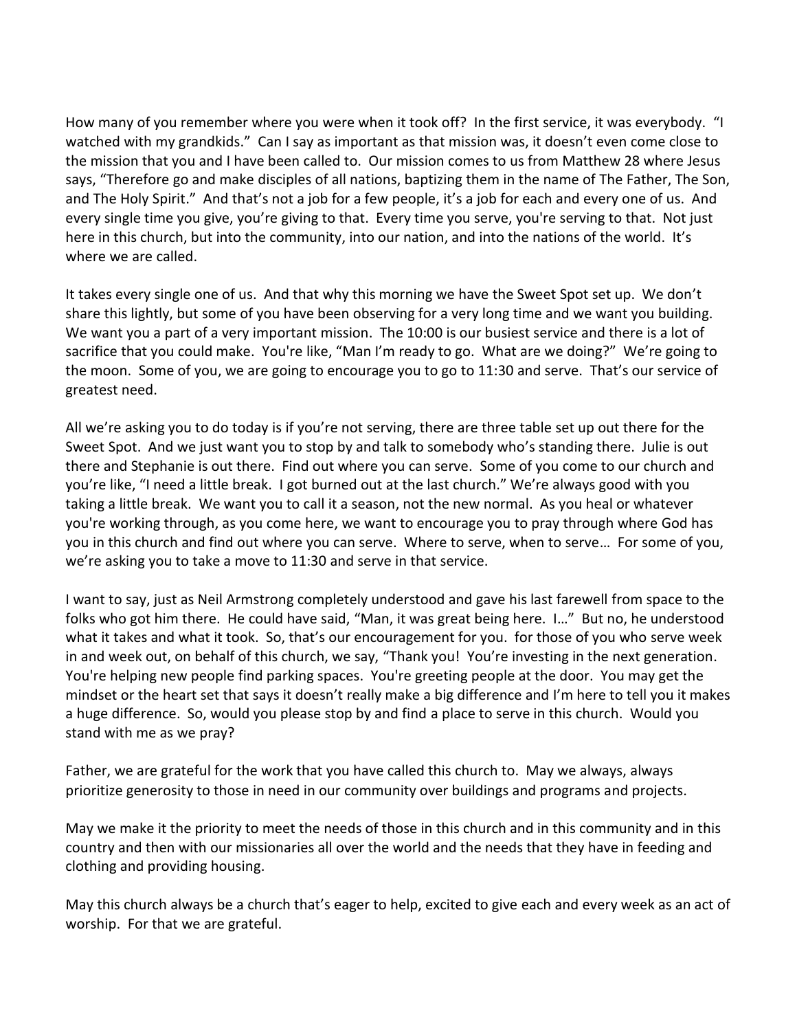How many of you remember where you were when it took off? In the first service, it was everybody. "I watched with my grandkids." Can I say as important as that mission was, it doesn't even come close to the mission that you and I have been called to. Our mission comes to us from Matthew 28 where Jesus says, "Therefore go and make disciples of all nations, baptizing them in the name of The Father, The Son, and The Holy Spirit." And that's not a job for a few people, it's a job for each and every one of us. And every single time you give, you're giving to that. Every time you serve, you're serving to that. Not just here in this church, but into the community, into our nation, and into the nations of the world. It's where we are called.

It takes every single one of us. And that why this morning we have the Sweet Spot set up. We don't share this lightly, but some of you have been observing for a very long time and we want you building. We want you a part of a very important mission. The 10:00 is our busiest service and there is a lot of sacrifice that you could make. You're like, "Man I'm ready to go. What are we doing?" We're going to the moon. Some of you, we are going to encourage you to go to 11:30 and serve. That's our service of greatest need.

All we're asking you to do today is if you're not serving, there are three table set up out there for the Sweet Spot. And we just want you to stop by and talk to somebody who's standing there. Julie is out there and Stephanie is out there. Find out where you can serve. Some of you come to our church and you're like, "I need a little break. I got burned out at the last church." We're always good with you taking a little break. We want you to call it a season, not the new normal. As you heal or whatever you're working through, as you come here, we want to encourage you to pray through where God has you in this church and find out where you can serve. Where to serve, when to serve… For some of you, we're asking you to take a move to 11:30 and serve in that service.

I want to say, just as Neil Armstrong completely understood and gave his last farewell from space to the folks who got him there. He could have said, "Man, it was great being here. I…" But no, he understood what it takes and what it took. So, that's our encouragement for you. for those of you who serve week in and week out, on behalf of this church, we say, "Thank you! You're investing in the next generation. You're helping new people find parking spaces. You're greeting people at the door. You may get the mindset or the heart set that says it doesn't really make a big difference and I'm here to tell you it makes a huge difference. So, would you please stop by and find a place to serve in this church. Would you stand with me as we pray?

Father, we are grateful for the work that you have called this church to. May we always, always prioritize generosity to those in need in our community over buildings and programs and projects.

May we make it the priority to meet the needs of those in this church and in this community and in this country and then with our missionaries all over the world and the needs that they have in feeding and clothing and providing housing.

May this church always be a church that's eager to help, excited to give each and every week as an act of worship. For that we are grateful.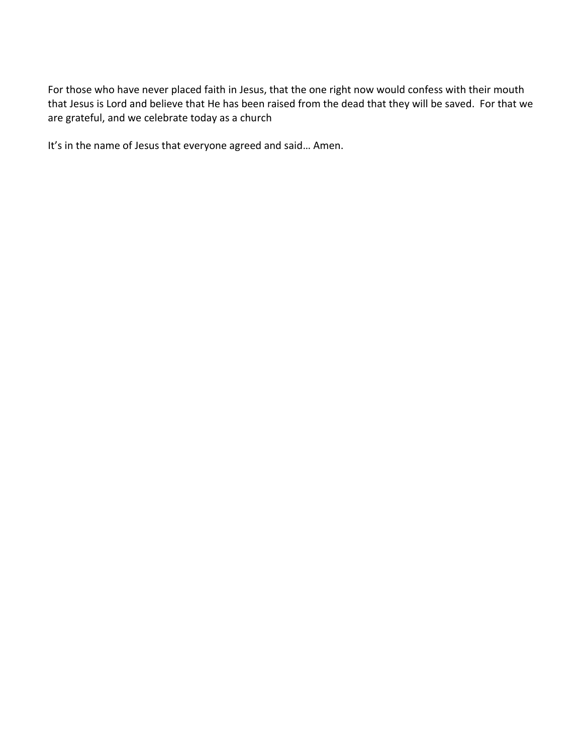For those who have never placed faith in Jesus, that the one right now would confess with their mouth that Jesus is Lord and believe that He has been raised from the dead that they will be saved. For that we are grateful, and we celebrate today as a church

It's in the name of Jesus that everyone agreed and said… Amen.